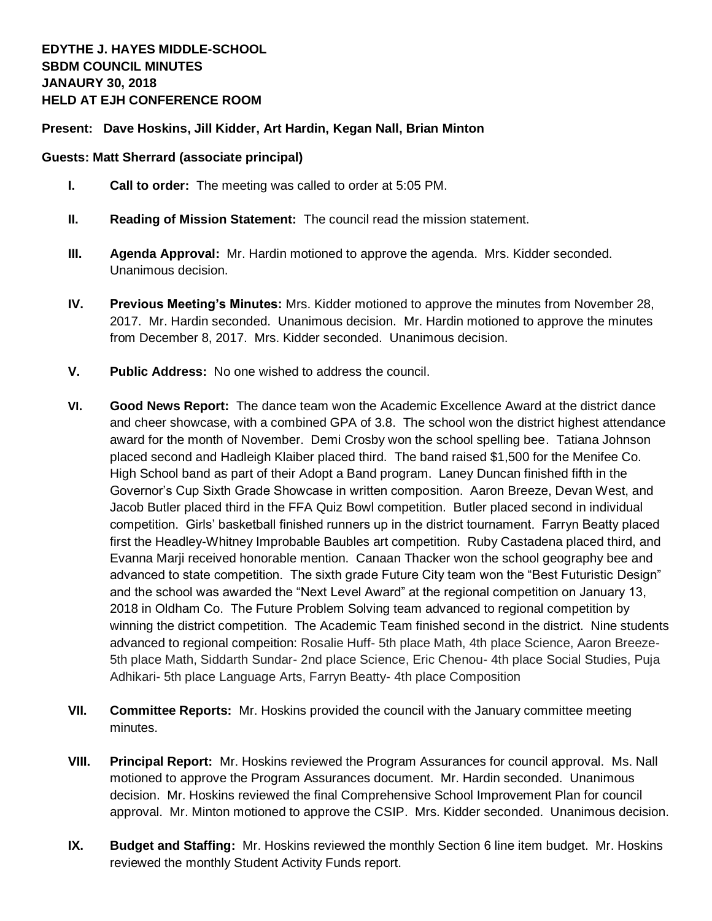**EDYTHE J. HAYES MIDDLE-SCHOOL**
**SBDM COUNCIL MINUTES**
**JANAURY 30, 2018**
**HELD AT EJH CONFERENCE ROOM**

**Present: Dave Hoskins, Jill Kidder, Art Hardin, Kegan Nall, Brian Minton**

**Guests: Matt Sherrard (associate principal)**

- **I. Call to order:** The meeting was called to order at 5:05 PM.

- **II. Reading of Mission Statement:** The council read the mission statement.

- **III. Agenda Approval:** Mr. Hardin motioned to approve the agenda. Mrs. Kidder seconded. Unanimous decision.

- **IV. Previous Meeting's Minutes:** Mrs. Kidder motioned to approve the minutes from November 28, 2017. Mr. Hardin seconded. Unanimous decision. Mr. Hardin motioned to approve the minutes from December 8, 2017. Mrs. Kidder seconded. Unanimous decision.

- **V. Public Address:** No one wished to address the council.

- **VI. Good News Report:** The dance team won the Academic Excellence Award at the district dance and cheer showcase, with a combined GPA of 3.8. The school won the district highest attendance award for the month of November. Demi Crosby won the school spelling bee. Tatiana Johnson placed second and Hadleigh Klaiber placed third. The band raised $1,500 for the Menifee Co. High School band as part of their Adopt a Band program. Laney Duncan finished fifth in the Governor's Cup Sixth Grade Showcase in written composition. Aaron Breeze, Devan West, and Jacob Butler placed third in the FFA Quiz Bowl competition. Butler placed second in individual competition. Girls' basketball finished runners up in the district tournament. Farryn Beatty placed first the Headley-Whitney Improbable Baubles art competition. Ruby Castadena placed third, and Evanna Marji received honorable mention. Canaan Thacker won the school geography bee and advanced to state competition. The sixth grade Future City team won the "Best Futuristic Design" and the school was awarded the "Next Level Award" at the regional competition on January 13, 2018 in Oldham Co. The Future Problem Solving team advanced to regional competition by winning the district competition. The Academic Team finished second in the district. Nine students advanced to regional compeition: Rosalie Huff- 5th place Math, 4th place Science, Aaron Breeze- 5th place Math, Siddarth Sundar- 2nd place Science, Eric Chenou- 4th place Social Studies, Puja Adhikari- 5th place Language Arts, Farryn Beatty- 4th place Composition

- **VII. Committee Reports:** Mr. Hoskins provided the council with the January committee meeting minutes.

- **VIII. Principal Report:** Mr. Hoskins reviewed the Program Assurances for council approval. Ms. Nall motioned to approve the Program Assurances document. Mr. Hardin seconded. Unanimous decision. Mr. Hoskins reviewed the final Comprehensive School Improvement Plan for council approval. Mr. Minton motioned to approve the CSIP. Mrs. Kidder seconded. Unanimous decision.

- **IX. Budget and Staffing:** Mr. Hoskins reviewed the monthly Section 6 line item budget. Mr. Hoskins reviewed the monthly Student Activity Funds report.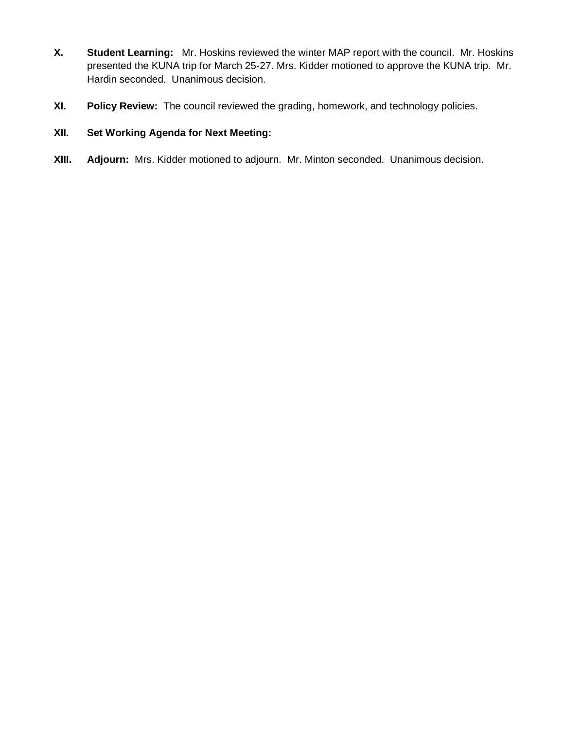**X.** **Student Learning:** Mr. Hoskins reviewed the winter MAP report with the council. Mr. Hoskins presented the KUNA trip for March 25-27. Mrs. Kidder motioned to approve the KUNA trip. Mr. Hardin seconded. Unanimous decision.

**XI.** **Policy Review:** The council reviewed the grading, homework, and technology policies.

**XII.** **Set Working Agenda for Next Meeting:**

**XIII.** **Adjourn:** Mrs. Kidder motioned to adjourn. Mr. Minton seconded. Unanimous decision.